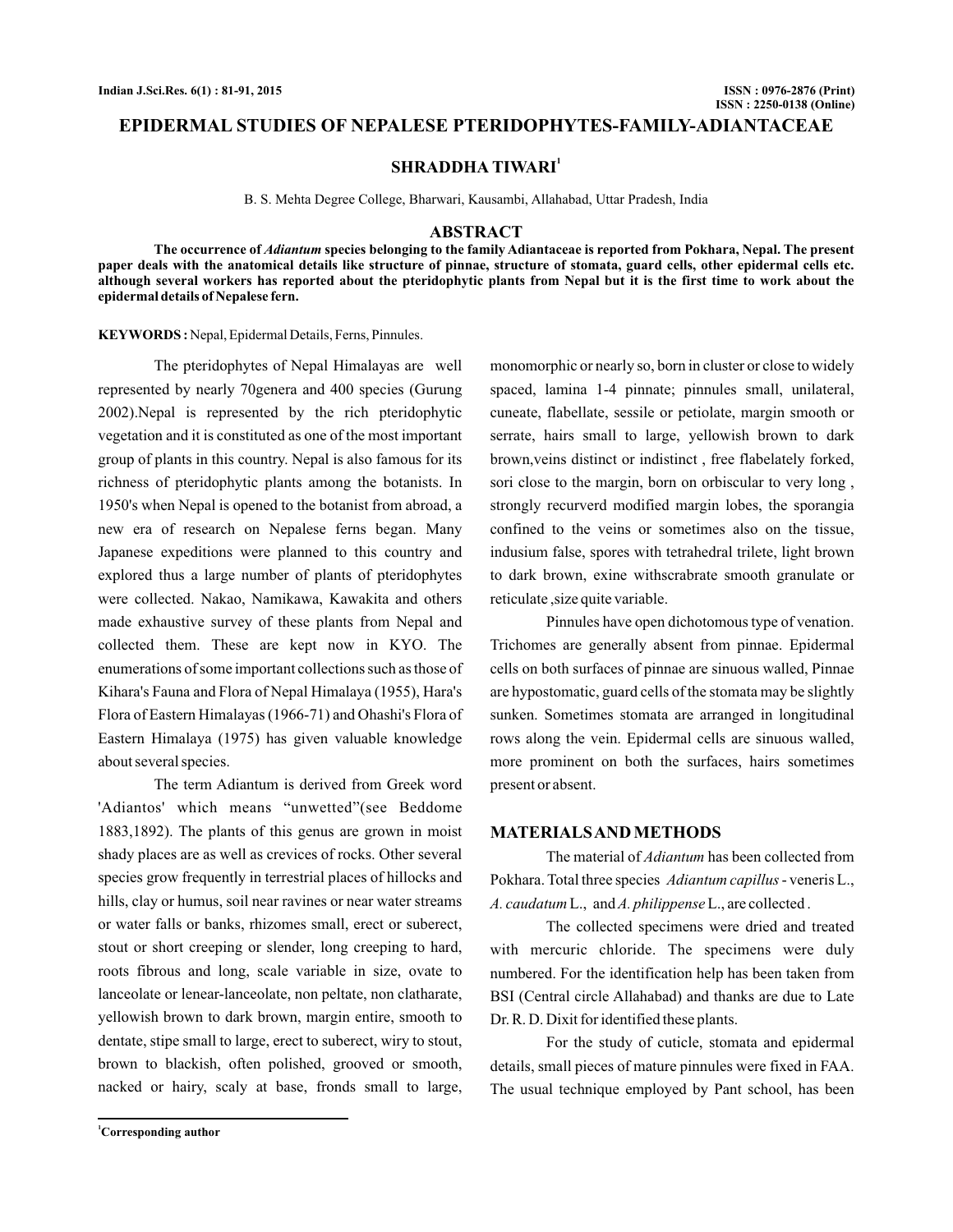# EPIDERMAL STUDIES OF NEPALESE PTERIDOPHYTES-FAMILY-ADIANTACEAE

## SHRADDHA TIWARI[1]

B. S. Mehta Degree College, Bharwari, Kausambi, Allahabad, Uttar Pradesh, India

## ABSTRACT

**The occurrence of *Adiantum* species belonging to the family Adiantaceae is reported from Pokhara, Nepal. The present paper deals with the anatomical details like structure of pinnae, structure of stomata, guard cells, other epidermal cells etc. although several workers has reported about the pteridophytic plants from Nepal but it is the first time to work about the epidermal details of Nepalese fern.**

**KEYWORDS :** Nepal, Epidermal Details, Ferns, Pinnules.

The pteridophytes of Nepal Himalayas are well represented by nearly 70genera and 400 species (Gurung 2002).Nepal is represented by the rich pteridophytic vegetation and it is constituted as one of the most important group of plants in this country. Nepal is also famous for its richness of pteridophytic plants among the botanists. In 1950's when Nepal is opened to the botanist from abroad, a new era of research on Nepalese ferns began. Many Japanese expeditions were planned to this country and explored thus a large number of plants of pteridophytes were collected. Nakao, Namikawa, Kawakita and others made exhaustive survey of these plants from Nepal and collected them. These are kept now in KYO. The enumerations of some important collections such as those of Kihara's Fauna and Flora of Nepal Himalaya (1955), Hara's Flora of Eastern Himalayas (1966-71) and Ohashi's Flora of Eastern Himalaya (1975) has given valuable knowledge about several species.

The term Adiantum is derived from Greek word 'Adiantos' which means "unwetted"(see Beddome 1883,1892). The plants of this genus are grown in moist shady places are as well as crevices of rocks. Other several species grow frequently in terrestrial places of hillocks and hills, clay or humus, soil near ravines or near water streams or water falls or banks, rhizomes small, erect or suberect, stout or short creeping or slender, long creeping to hard, roots fibrous and long, scale variable in size, ovate to lanceolate or lenear-lanceolate, non peltate, non clatharate, yellowish brown to dark brown, margin entire, smooth to dentate, stipe small to large, erect to suberect, wiry to stout, brown to blackish, often polished, grooved or smooth, nacked or hairy, scaly at base, fronds small to large, monomorphic or nearly so, born in cluster or close to widely spaced, lamina 1-4 pinnate; pinnules small, unilateral, cuneate, flabellate, sessile or petiolate, margin smooth or serrate, hairs small to large, yellowish brown to dark brown,veins distinct or indistinct , free flabelately forked, sori close to the margin, born on orbiscular to very long , strongly recurverd modified margin lobes, the sporangia confined to the veins or sometimes also on the tissue, indusium false, spores with tetrahedral trilete, light brown to dark brown, exine withscrabrate smooth granulate or reticulate ,size quite variable.

Pinnules have open dichotomous type of venation. Trichomes are generally absent from pinnae. Epidermal cells on both surfaces of pinnae are sinuous walled, Pinnae are hypostomatic, guard cells of the stomata may be slightly sunken. Sometimes stomata are arranged in longitudinal rows along the vein. Epidermal cells are sinuous walled, more prominent on both the surfaces, hairs sometimes present or absent.

## MATERIALS AND METHODS

The material of *Adiantum* has been collected from Pokhara. Total three species *Adiantum capillus* - veneris L., *A. caudatum* L., and *A. philippense* L., are collected .

The collected specimens were dried and treated with mercuric chloride. The specimens were duly numbered. For the identification help has been taken from BSI (Central circle Allahabad) and thanks are due to Late Dr. R. D. Dixit for identified these plants.

For the study of cuticle, stomata and epidermal details, small pieces of mature pinnules were fixed in FAA. The usual technique employed by Pant school, has been

[1]**Corresponding author**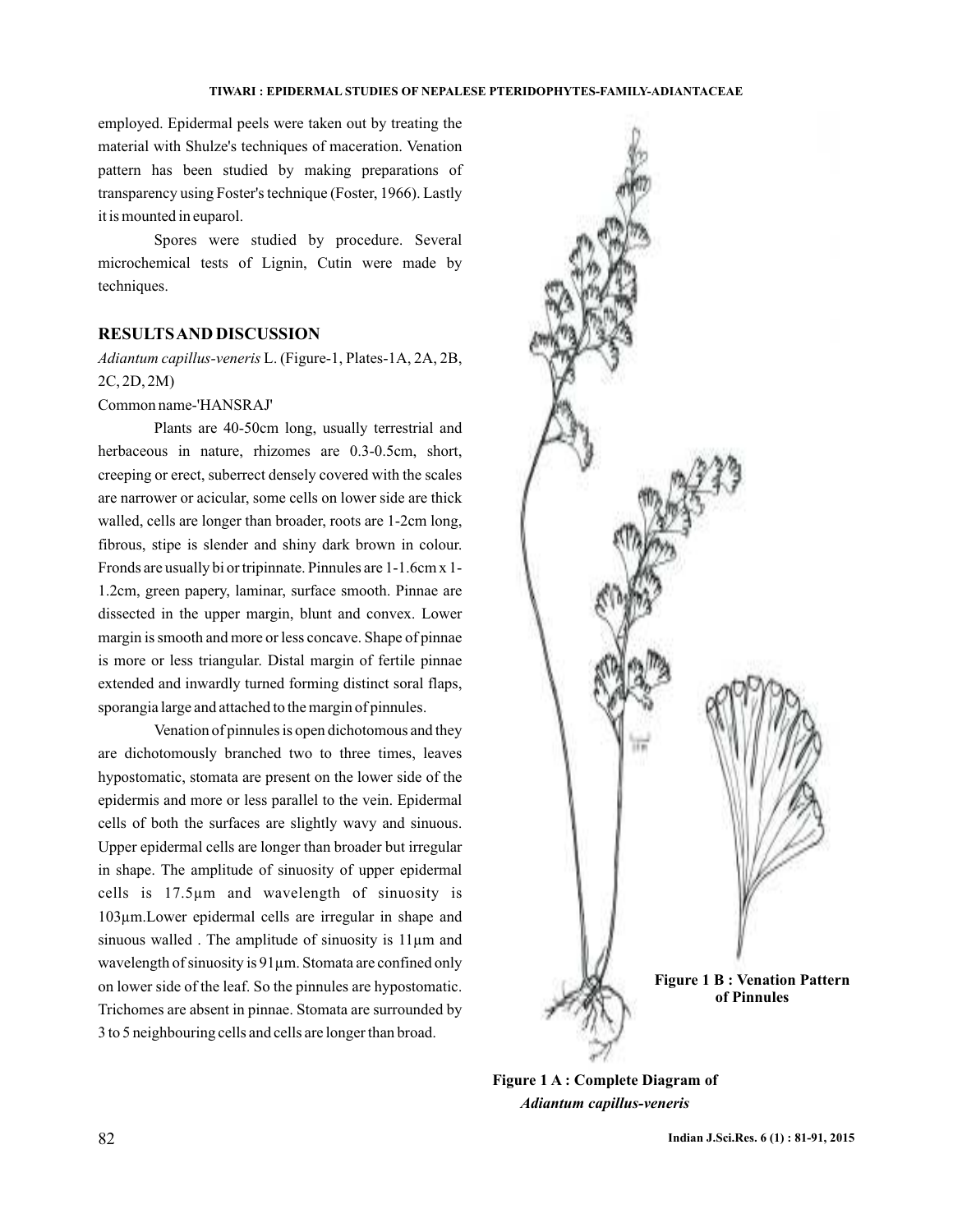employed. Epidermal peels were taken out by treating the material with Shulze's techniques of maceration. Venation pattern has been studied by making preparations of transparency using Foster's technique (Foster, 1966). Lastly it is mounted in euparol.

Spores were studied by procedure. Several microchemical tests of Lignin, Cutin were made by techniques.

## RESULTS AND DISCUSSION

*Adiantum capillus-veneris* L. (Figure-1, Plates-1A, 2A, 2B, 2C, 2D, 2M)

Common name-'HANSRAJ'

Plants are 40-50cm long, usually terrestrial and herbaceous in nature, rhizomes are 0.3-0.5cm, short, creeping or erect, suberrect densely covered with the scales are narrower or acicular, some cells on lower side are thick walled, cells are longer than broader, roots are 1-2cm long, fibrous, stipe is slender and shiny dark brown in colour. Fronds are usually bi or tripinnate. Pinnules are 1-1.6cm x 1-1.2cm, green papery, laminar, surface smooth. Pinnae are dissected in the upper margin, blunt and convex. Lower margin is smooth and more or less concave. Shape of pinnae is more or less triangular. Distal margin of fertile pinnae extended and inwardly turned forming distinct soral flaps, sporangia large and attached to the margin of pinnules.

Venation of pinnules is open dichotomous and they are dichotomously branched two to three times, leaves hypostomatic, stomata are present on the lower side of the epidermis and more or less parallel to the vein. Epidermal cells of both the surfaces are slightly wavy and sinuous. Upper epidermal cells are longer than broader but irregular in shape. The amplitude of sinuosity of upper epidermal cells is 17.5μm and wavelength of sinuosity is 103μm. Lower epidermal cells are irregular in shape and sinuous walled . The amplitude of sinuosity is 11μm and wavelength of sinuosity is 91μm. Stomata are confined only on lower side of the leaf. So the pinnules are hypostomatic. Trichomes are absent in pinnae. Stomata are surrounded by 3 to 5 neighbouring cells and cells are longer than broad.

**Figure 1 B : Venation Pattern of Pinnules**

**Figure 1 A : Complete Diagram of *Adiantum capillus-veneris***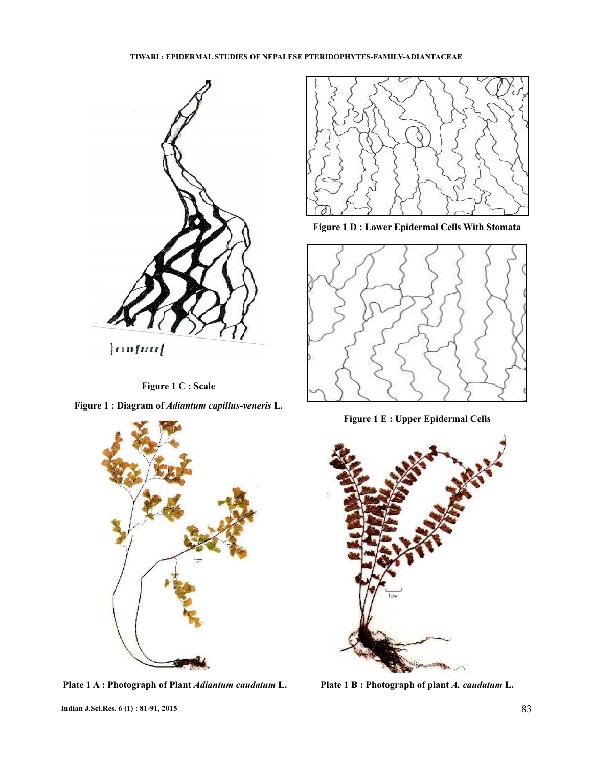Figure 1 C : Scale

Figure 1 : Diagram of *Adiantum capillus-veneris* L.

Figure 1 D : Lower Epidermal Cells With Stomata

Figure 1 E : Upper Epidermal Cells

Plate 1 A : Photograph of Plant *Adiantum caudatum* L.

Plate 1 B : Photograph of plant *A. caudatum* L.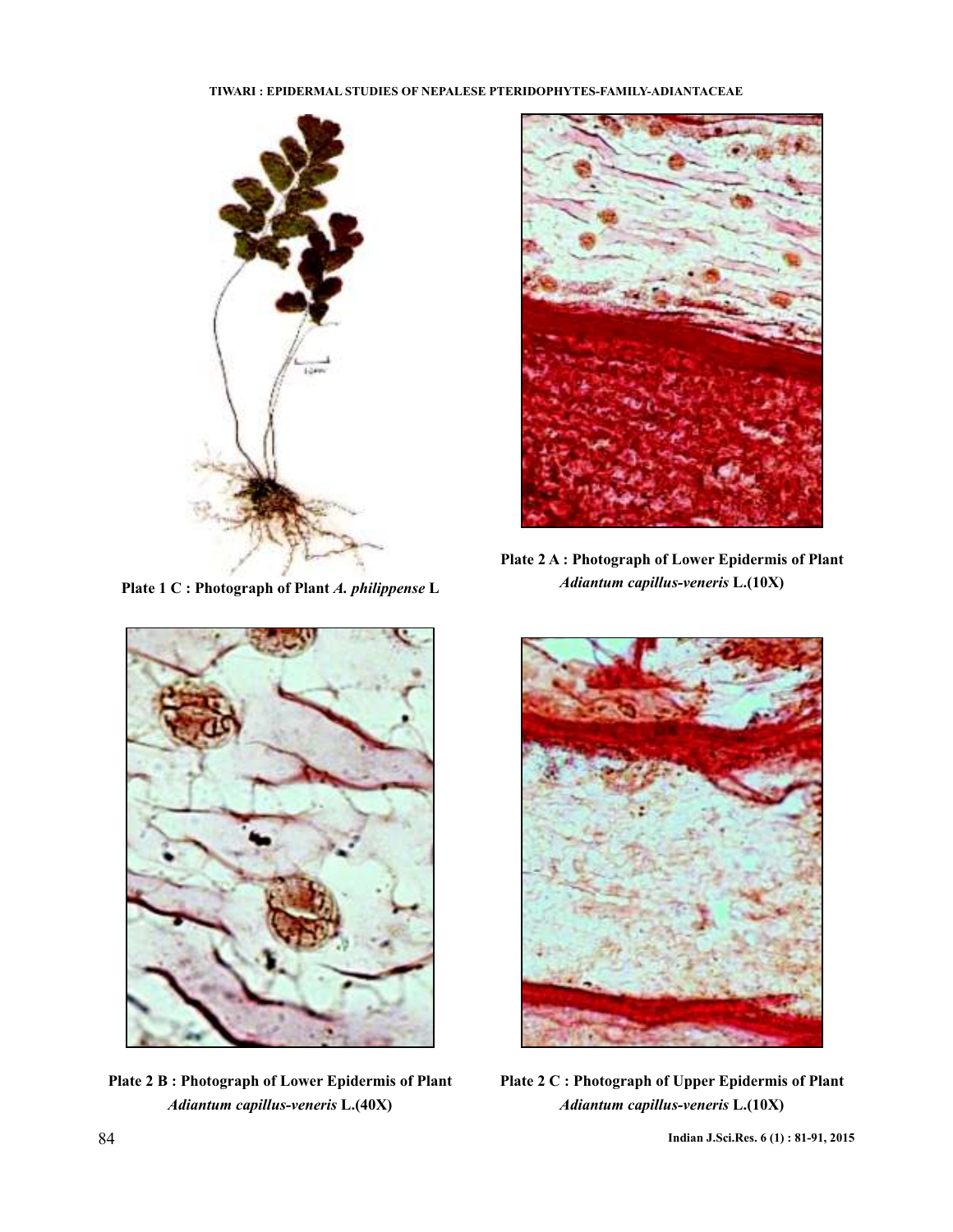Plate 1 C : Photograph of Plant *A. philippense* L

Plate 2 A : Photograph of Lower Epidermis of Plant *Adiantum capillus-veneris* L.(10X)

Plate 2 B : Photograph of Lower Epidermis of Plant *Adiantum capillus-veneris* L.(40X)

Plate 2 C : Photograph of Upper Epidermis of Plant *Adiantum capillus-veneris* L.(10X)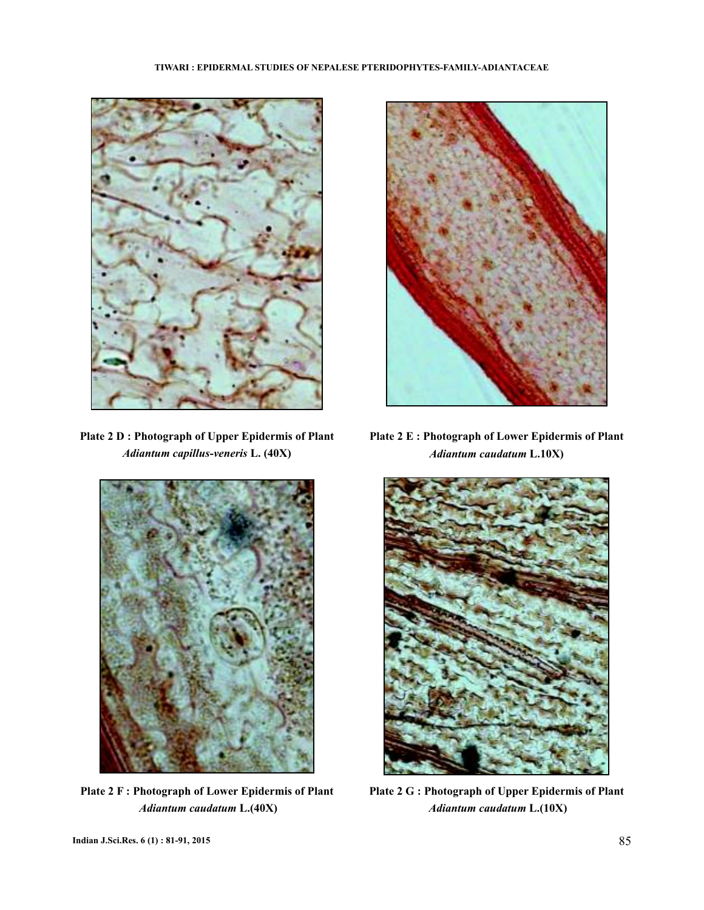**Plate 2 D : Photograph of Upper Epidermis of Plant** ***Adiantum capillus-veneris*** **L. (40X)**

**Plate 2 E : Photograph of Lower Epidermis of Plant** ***Adiantum caudatum*** **L.10X)**

**Plate 2 F : Photograph of Lower Epidermis of Plant** ***Adiantum caudatum*** **L.(40X)**

**Plate 2 G : Photograph of Upper Epidermis of Plant** ***Adiantum caudatum*** **L.(10X)**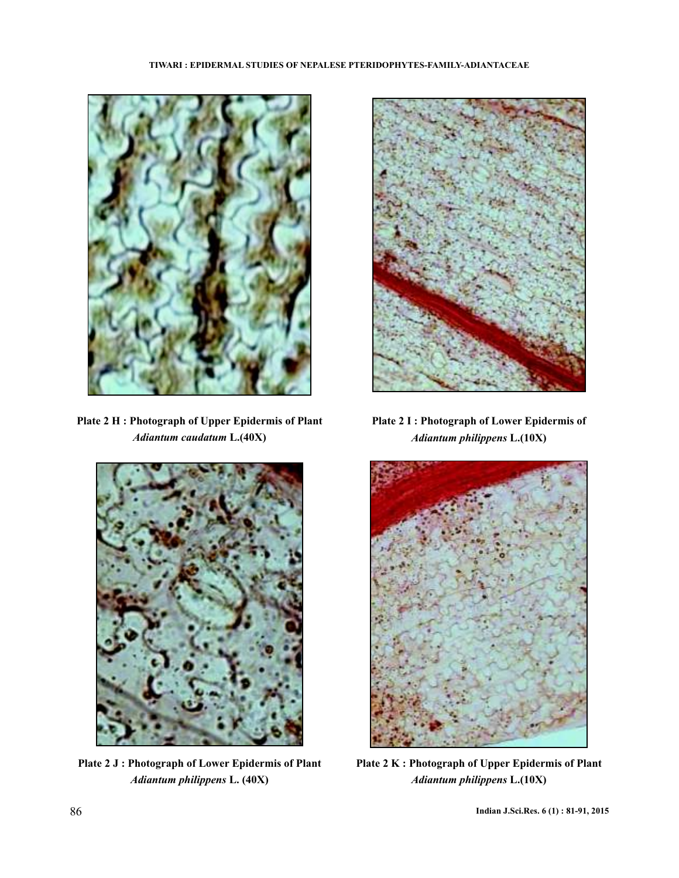Plate 2 H : Photograph of Upper Epidermis of Plant *Adiantum caudatum* L.(40X)

Plate 2 I : Photograph of Lower Epidermis of *Adiantum philippens* L.(10X)

Plate 2 J : Photograph of Lower Epidermis of Plant *Adiantum philippens* L. (40X)

Plate 2 K : Photograph of Upper Epidermis of Plant *Adiantum philippens* L.(10X)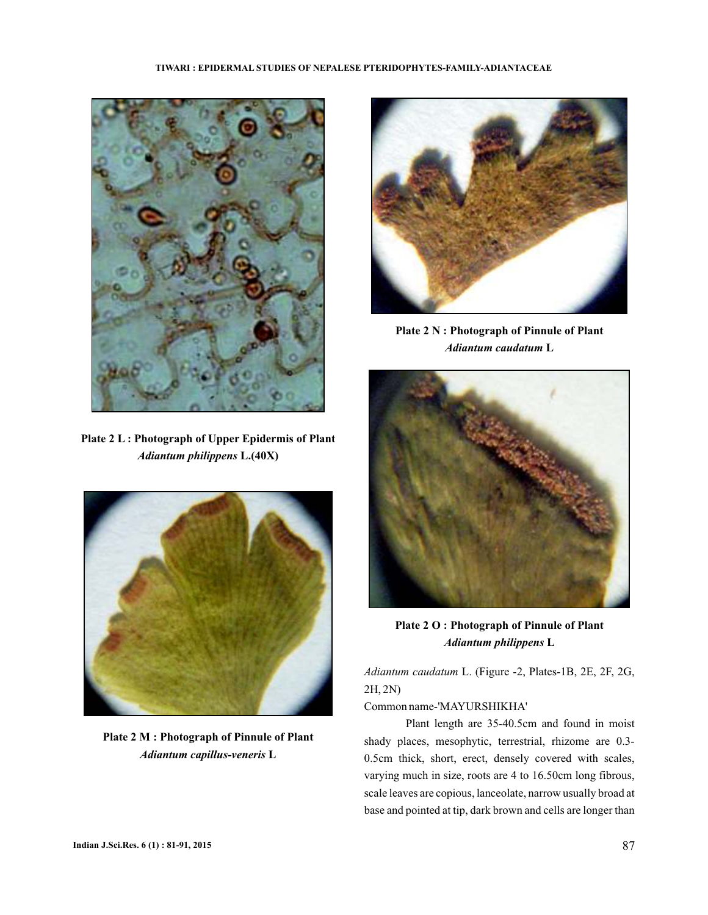Plate 2 L : Photograph of Upper Epidermis of Plant *Adiantum philippens* L.(40X)

Plate 2 M : Photograph of Pinnule of Plant *Adiantum capillus-veneris* L

Plate 2 N : Photograph of Pinnule of Plant *Adiantum caudatum* L

Plate 2 O : Photograph of Pinnule of Plant *Adiantum philippens* L

*Adiantum caudatum* L. (Figure -2, Plates-1B, 2E, 2F, 2G, 2H, 2N)

Common name-'MAYURSHIKHA'

Plant length are 35-40.5cm and found in moist shady places, mesophytic, terrestrial, rhizome are 0.3-0.5cm thick, short, erect, densely covered with scales, varying much in size, roots are 4 to 16.50cm long fibrous, scale leaves are copious, lanceolate, narrow usually broad at base and pointed at tip, dark brown and cells are longer than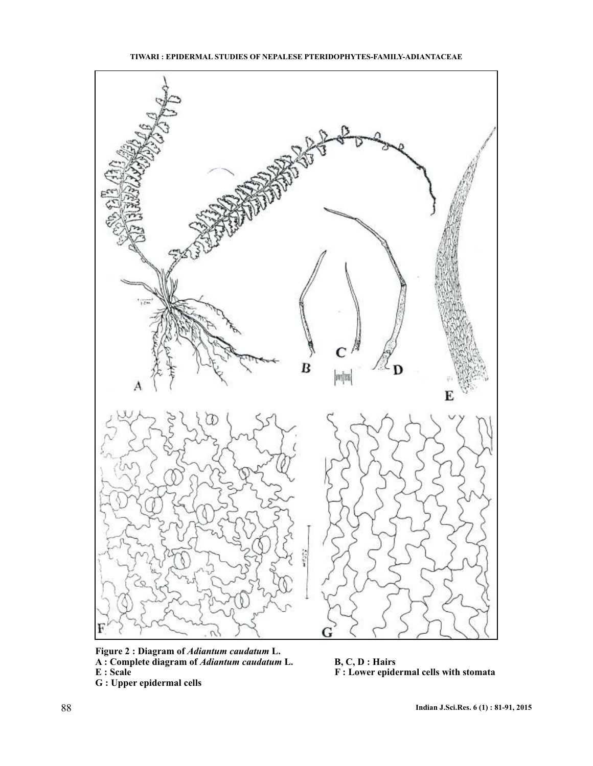**Figure 2 : Diagram of *Adiantum caudatum* L.**

**A : Complete diagram of *Adiantum caudatum* L.**

**B, C, D : Hairs**

**E : Scale**

**F : Lower epidermal cells with stomata**

**G : Upper epidermal cells**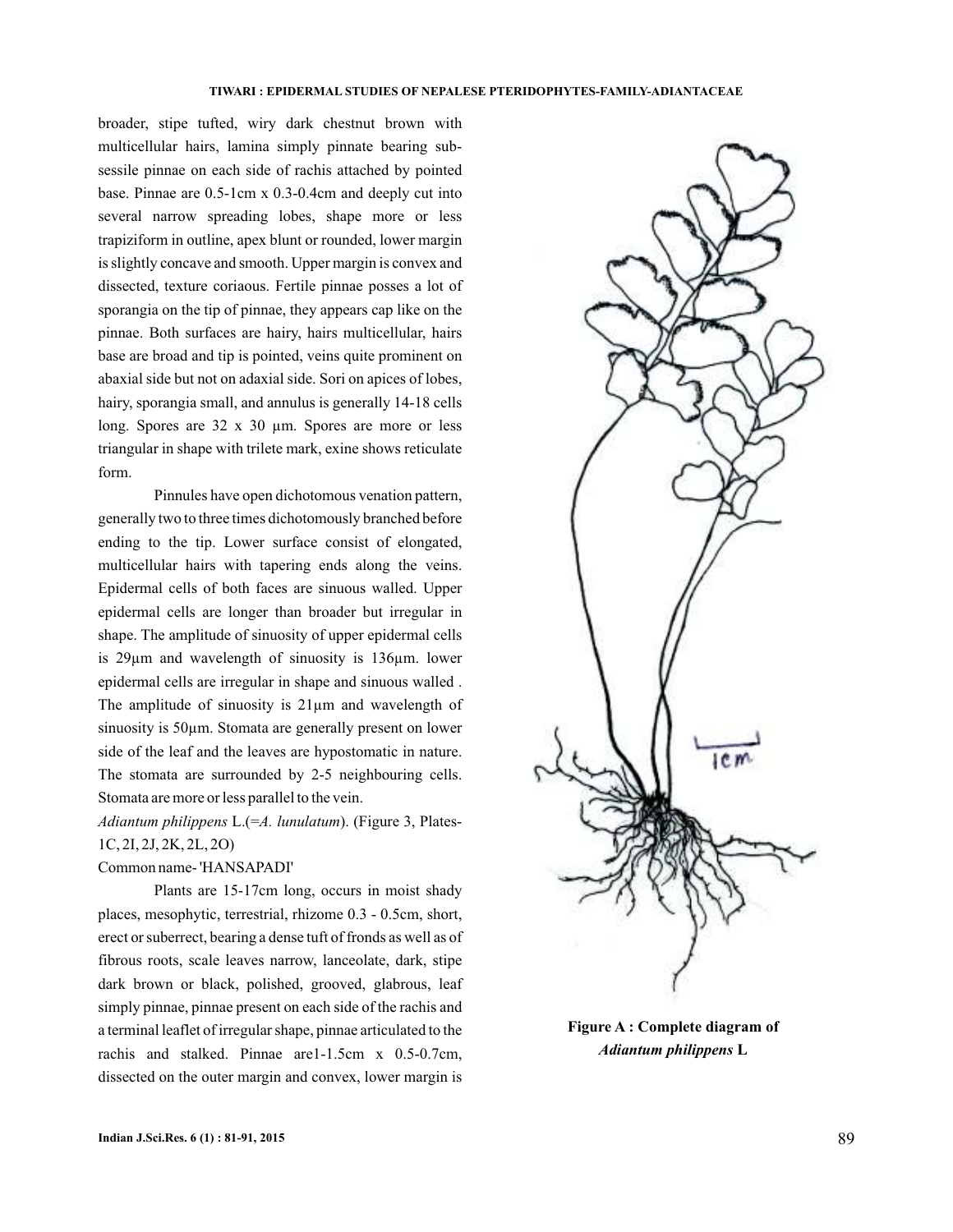broader, stipe tufted, wiry dark chestnut brown with multicellular hairs, lamina simply pinnate bearing sub-sessile pinnae on each side of rachis attached by pointed base. Pinnae are 0.5-1cm x 0.3-0.4cm and deeply cut into several narrow spreading lobes, shape more or less trapiziform in outline, apex blunt or rounded, lower margin is slightly concave and smooth. Upper margin is convex and dissected, texture coriaous. Fertile pinnae posses a lot of sporangia on the tip of pinnae, they appears cap like on the pinnae. Both surfaces are hairy, hairs multicellular, hairs base are broad and tip is pointed, veins quite prominent on abaxial side but not on adaxial side. Sori on apices of lobes, hairy, sporangia small, and annulus is generally 14-18 cells long. Spores are 32 x 30 µm. Spores are more or less triangular in shape with trilete mark, exine shows reticulate form.

Pinnules have open dichotomous venation pattern, generally two to three times dichotomously branched before ending to the tip. Lower surface consist of elongated, multicellular hairs with tapering ends along the veins. Epidermal cells of both faces are sinuous walled. Upper epidermal cells are longer than broader but irregular in shape. The amplitude of sinuosity of upper epidermal cells is 29µm and wavelength of sinuosity is 136µm. lower epidermal cells are irregular in shape and sinuous walled . The amplitude of sinuosity is 21µm and wavelength of sinuosity is 50µm. Stomata are generally present on lower side of the leaf and the leaves are hypostomatic in nature. The stomata are surrounded by 2-5 neighbouring cells. Stomata are more or less parallel to the vein.

*Adiantum philippens* L.(=*A. lunulatum*). (Figure 3, Plates-1C, 2I, 2J, 2K, 2L, 2O)

Common name- 'HANSAPADI'

Plants are 15-17cm long, occurs in moist shady places, mesophytic, terrestrial, rhizome 0.3 - 0.5cm, short, erect or suberrect, bearing a dense tuft of fronds as well as of fibrous roots, scale leaves narrow, lanceolate, dark, stipe dark brown or black, polished, grooved, glabrous, leaf simply pinnae, pinnae present on each side of the rachis and a terminal leaflet of irregular shape, pinnae articulated to the rachis and stalked. Pinnae are1-1.5cm x 0.5-0.7cm, dissected on the outer margin and convex, lower margin is

1cm

**Figure A : Complete diagram of *Adiantum philippens* L**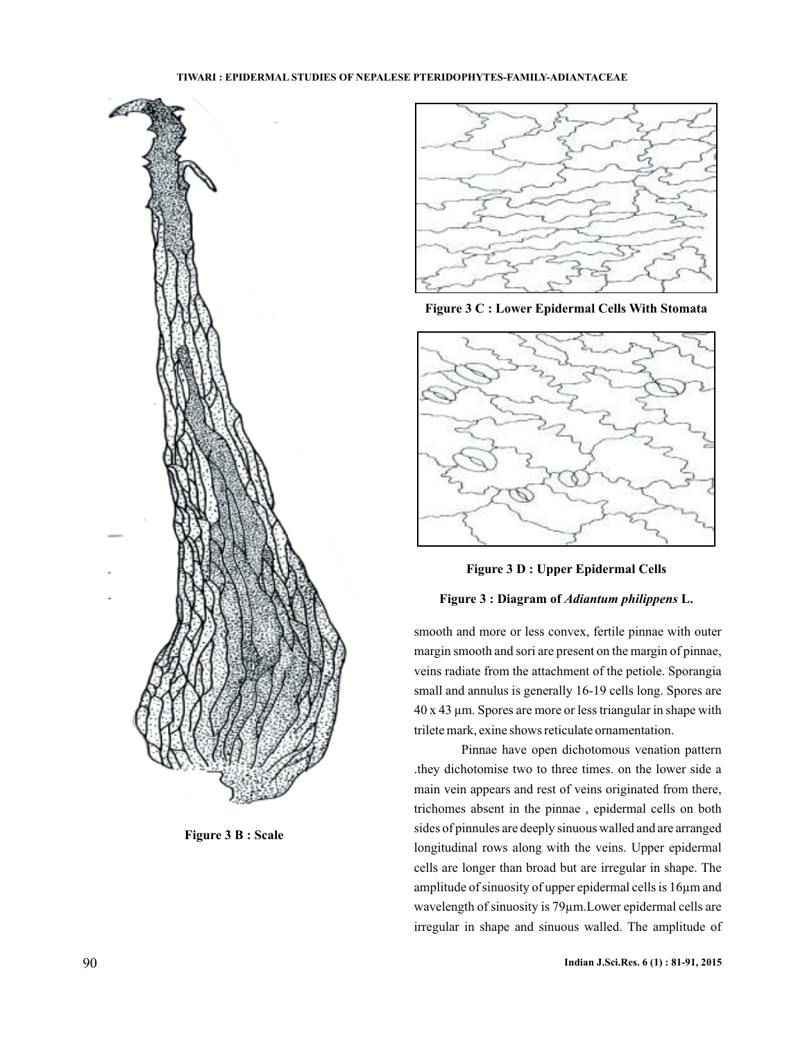Figure 3 B : Scale

Figure 3 C : Lower Epidermal Cells With Stomata

Figure 3 D : Upper Epidermal Cells

**Figure 3 : Diagram of *Adiantum philippens* L.**

smooth and more or less convex, fertile pinnae with outer margin smooth and sori are present on the margin of pinnae, veins radiate from the attachment of the petiole. Sporangia small and annulus is generally 16-19 cells long. Spores are 40 x 43 µm. Spores are more or less triangular in shape with trilete mark, exine shows reticulate ornamentation.

Pinnae have open dichotomous venation pattern .they dichotomise two to three times. on the lower side a main vein appears and rest of veins originated from there, trichomes absent in the pinnae , epidermal cells on both sides of pinnules are deeply sinuous walled and are arranged longitudinal rows along with the veins. Upper epidermal cells are longer than broad but are irregular in shape. The amplitude of sinuosity of upper epidermal cells is 16µm and wavelength of sinuosity is 79µm.Lower epidermal cells are irregular in shape and sinuous walled. The amplitude of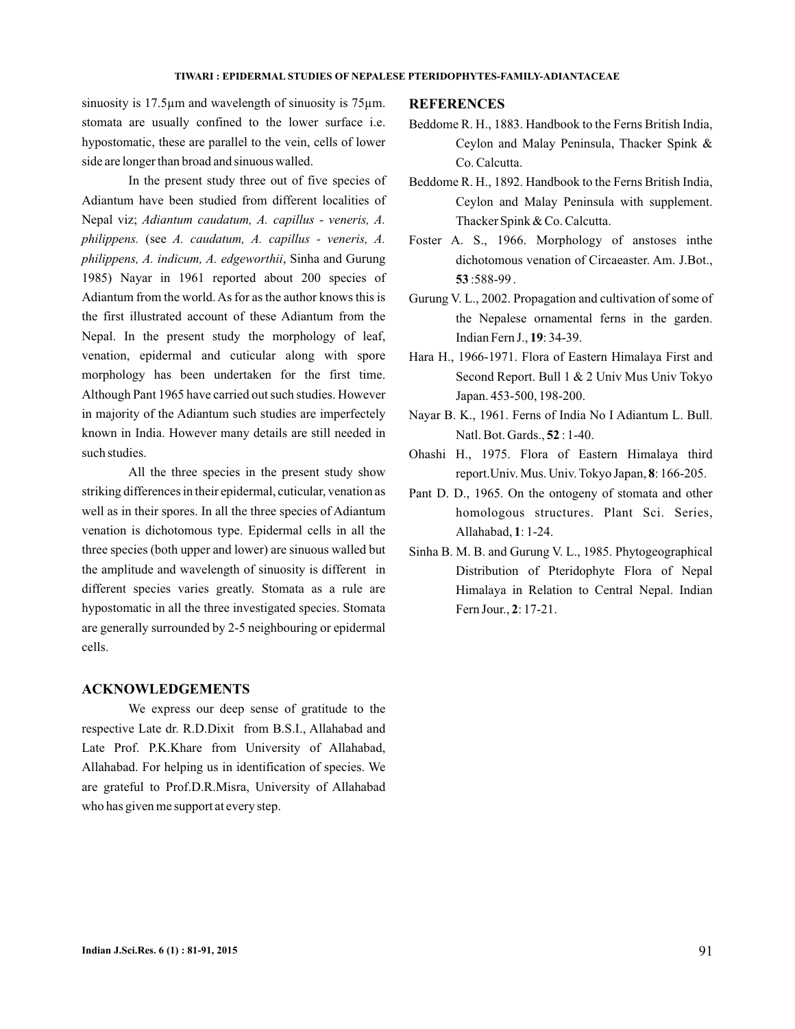sinuosity is 17.5μm and wavelength of sinuosity is 75μm. stomata are usually confined to the lower surface i.e. hypostomatic, these are parallel to the vein, cells of lower side are longer than broad and sinuous walled.

In the present study three out of five species of Adiantum have been studied from different localities of Nepal viz; *Adiantum caudatum, A. capillus - veneris, A. philippens.* (see *A. caudatum, A. capillus - veneris, A. philippens, A. indicum, A. edgeworthii*, Sinha and Gurung 1985) Nayar in 1961 reported about 200 species of Adiantum from the world. As for as the author knows this is the first illustrated account of these Adiantum from the Nepal. In the present study the morphology of leaf, venation, epidermal and cuticular along with spore morphology has been undertaken for the first time. Although Pant 1965 have carried out such studies. However in majority of the Adiantum such studies are imperfectely known in India. However many details are still needed in such studies.

All the three species in the present study show striking differences in their epidermal, cuticular, venation as well as in their spores. In all the three species of Adiantum venation is dichotomous type. Epidermal cells in all the three species (both upper and lower) are sinuous walled but the amplitude and wavelength of sinuosity is different in different species varies greatly. Stomata as a rule are hypostomatic in all the three investigated species. Stomata are generally surrounded by 2-5 neighbouring or epidermal cells.

## ACKNOWLEDGEMENTS

We express our deep sense of gratitude to the respective Late dr. R.D.Dixit from B.S.I., Allahabad and Late Prof. P.K.Khare from University of Allahabad, Allahabad. For helping us in identification of species. We are grateful to Prof.D.R.Misra, University of Allahabad who has given me support at every step.

## REFERENCES

Beddome R. H., 1883. Handbook to the Ferns British India, Ceylon and Malay Peninsula, Thacker Spink & Co. Calcutta.

Beddome R. H., 1892. Handbook to the Ferns British India, Ceylon and Malay Peninsula with supplement. Thacker Spink & Co. Calcutta.

Foster A. S., 1966. Morphology of anstoses inthe dichotomous venation of Circaeaster. Am. J.Bot., **53** :588-99 .

Gurung V. L., 2002. Propagation and cultivation of some of the Nepalese ornamental ferns in the garden. Indian Fern J., **19**: 34-39.

Hara H., 1966-1971. Flora of Eastern Himalaya First and Second Report. Bull 1 & 2 Univ Mus Univ Tokyo Japan. 453-500, 198-200.

Nayar B. K., 1961. Ferns of India No I Adiantum L. Bull. Natl. Bot. Gards., **52** : 1-40.

Ohashi H., 1975. Flora of Eastern Himalaya third report.Univ. Mus. Univ. Tokyo Japan, **8**: 166-205.

Pant D. D., 1965. On the ontogeny of stomata and other homologous structures. Plant Sci. Series, Allahabad, **1**: 1-24.

Sinha B. M. B. and Gurung V. L., 1985. Phytogeographical Distribution of Pteridophyte Flora of Nepal Himalaya in Relation to Central Nepal. Indian Fern Jour., **2**: 17-21.